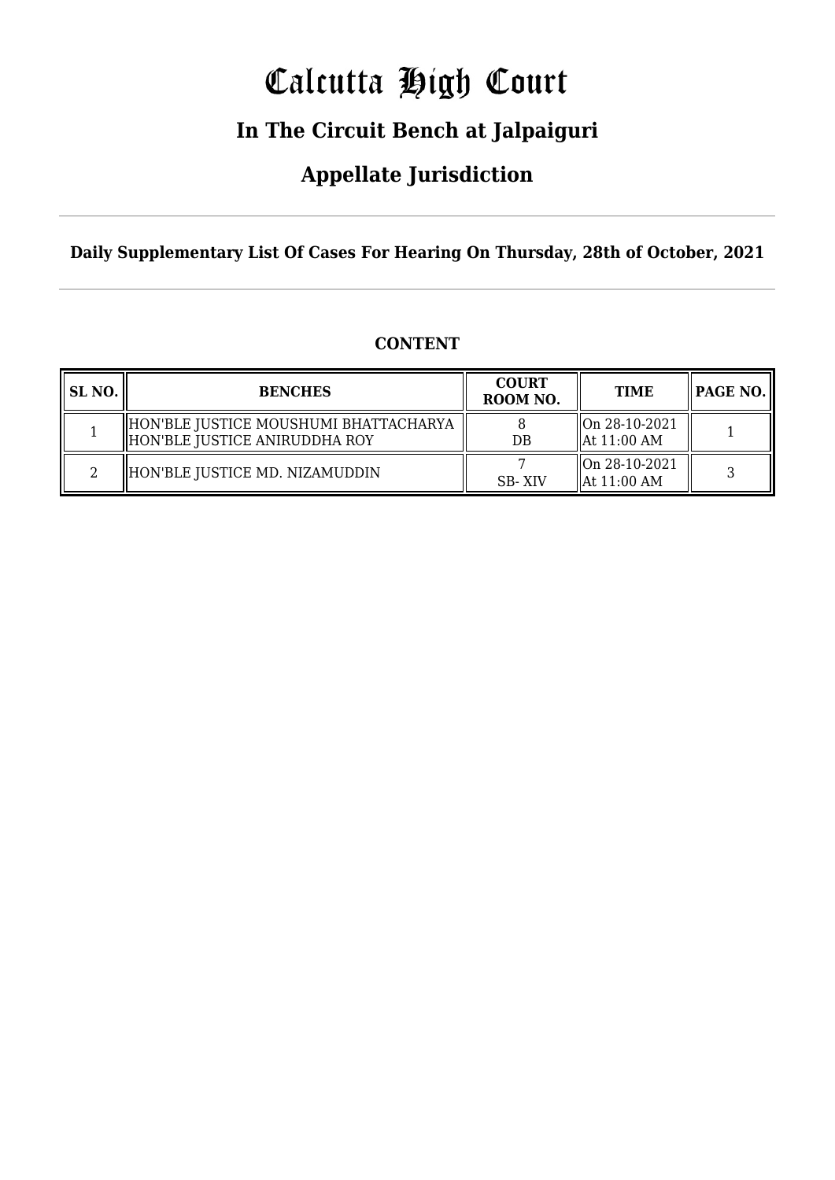# Calcutta High Court

## In The Circuit Bench at Jalpaiguri

## Appellate Jurisdiction

**Daily Supplementary List Of Cases For Hearing On Thursday, 28th of October, 2021**

**CONTENT**

| SL NO. | BENCHES | COURT ROOM NO. | TIME | PAGE NO. |
|---|---|---|---|---|
| 1 | HON'BLE JUSTICE MOUSHUMI BHATTACHARYA<br>HON'BLE JUSTICE ANIRUDDHA ROY | 8<br>DB | On 28-10-2021<br>At 11:00 AM | 1 |
| 2 | HON'BLE JUSTICE MD. NIZAMUDDIN | 7<br>SB- XIV | On 28-10-2021<br>At 11:00 AM | 3 |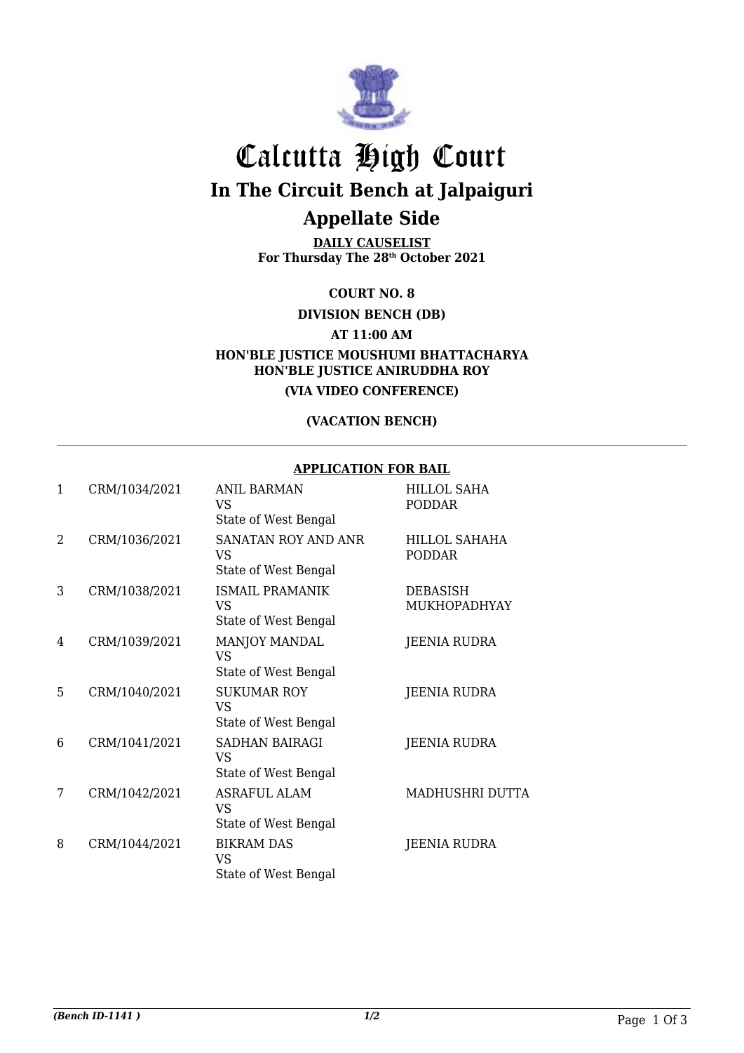# Calcutta High Court

## In The Circuit Bench at Jalpaiguri

## Appellate Side

**DAILY CAUSELIST**
**For Thursday The 28th October 2021**

**COURT NO. 8**

**DIVISION BENCH (DB)**

**AT 11:00 AM**

**HON'BLE JUSTICE MOUSHUMI BHATTACHARYA**
**HON'BLE JUSTICE ANIRUDDHA ROY**

**(VIA VIDEO CONFERENCE)**

**(VACATION BENCH)**

**APPLICATION FOR BAIL**

| | | | |
|---|---|---|---|
| 1 | CRM/1034/2021 | ANIL BARMAN<br>VS<br>State of West Bengal | HILLOL SAHA PODDAR |
| 2 | CRM/1036/2021 | SANATAN ROY AND ANR<br>VS<br>State of West Bengal | HILLOL SAHAHA PODDAR |
| 3 | CRM/1038/2021 | ISMAIL PRAMANIK<br>VS<br>State of West Bengal | DEBASISH MUKHOPADHYAY |
| 4 | CRM/1039/2021 | MANJOY MANDAL<br>VS<br>State of West Bengal | JEENIA RUDRA |
| 5 | CRM/1040/2021 | SUKUMAR ROY<br>VS<br>State of West Bengal | JEENIA RUDRA |
| 6 | CRM/1041/2021 | SADHAN BAIRAGI<br>VS<br>State of West Bengal | JEENIA RUDRA |
| 7 | CRM/1042/2021 | ASRAFUL ALAM<br>VS<br>State of West Bengal | MADHUSHRI DUTTA |
| 8 | CRM/1044/2021 | BIKRAM DAS<br>VS<br>State of West Bengal | JEENIA RUDRA |

*(Bench ID-1141 )*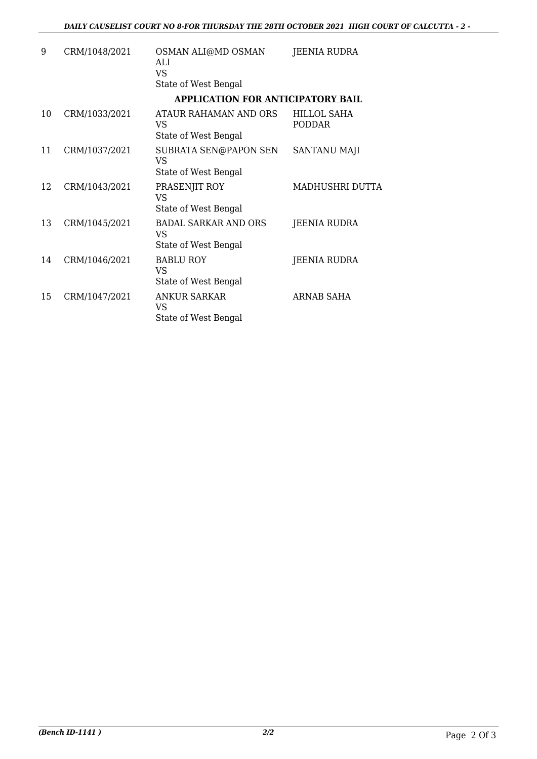| 9 | CRM/1048/2021 | OSMAN ALI@MD OSMAN ALI<br>VS<br>State of West Bengal | JEENIA RUDRA |
|---|---|---|---|

**APPLICATION FOR ANTICIPATORY BAIL**

| 10 | CRM/1033/2021 | ATAUR RAHAMAN AND ORS<br>VS<br>State of West Bengal | HILLOL SAHA PODDAR |
|---|---|---|---|
| 11 | CRM/1037/2021 | SUBRATA SEN@PAPON SEN<br>VS<br>State of West Bengal | SANTANU MAJI |
| 12 | CRM/1043/2021 | PRASENJIT ROY<br>VS<br>State of West Bengal | MADHUSHRI DUTTA |
| 13 | CRM/1045/2021 | BADAL SARKAR AND ORS<br>VS<br>State of West Bengal | JEENIA RUDRA |
| 14 | CRM/1046/2021 | BABLU ROY<br>VS<br>State of West Bengal | JEENIA RUDRA |
| 15 | CRM/1047/2021 | ANKUR SARKAR<br>VS<br>State of West Bengal | ARNAB SAHA |

*(Bench ID-1141 )* 2/2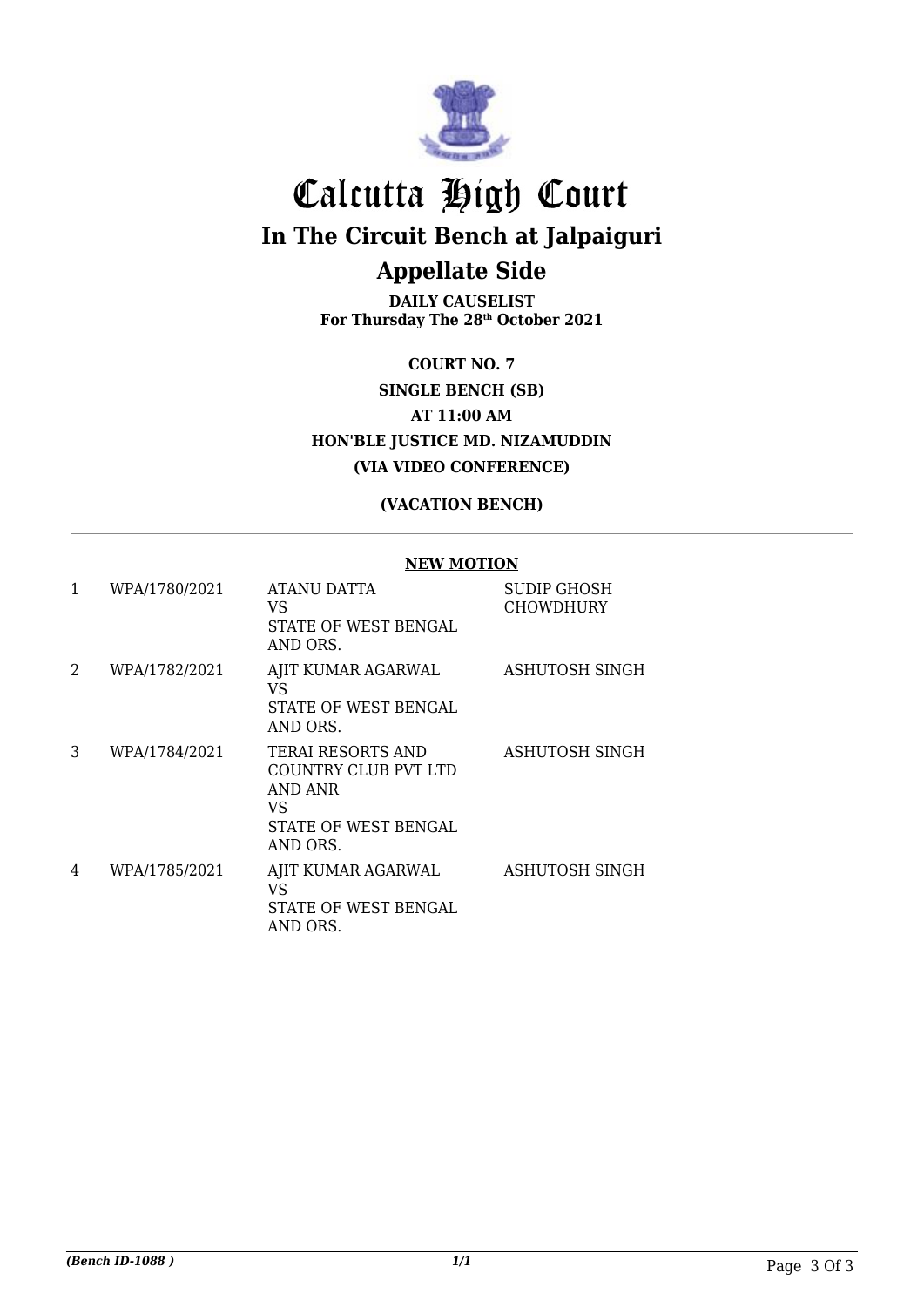# Calcutta High Court

## In The Circuit Bench at Jalpaiguri

## Appellate Side

**DAILY CAUSELIST**
**For Thursday The 28th October 2021**

**COURT NO. 7**

**SINGLE BENCH (SB)**

**AT 11:00 AM**

**HON'BLE JUSTICE MD. NIZAMUDDIN**

**(VIA VIDEO CONFERENCE)**

**(VACATION BENCH)**

**NEW MOTION**

| | | | |
|---|---|---|---|
| 1 | WPA/1780/2021 | ATANU DATTA<br>VS<br>STATE OF WEST BENGAL AND ORS. | SUDIP GHOSH CHOWDHURY |
| 2 | WPA/1782/2021 | AJIT KUMAR AGARWAL<br>VS<br>STATE OF WEST BENGAL AND ORS. | ASHUTOSH SINGH |
| 3 | WPA/1784/2021 | TERAI RESORTS AND COUNTRY CLUB PVT LTD AND ANR<br>VS<br>STATE OF WEST BENGAL AND ORS. | ASHUTOSH SINGH |
| 4 | WPA/1785/2021 | AJIT KUMAR AGARWAL<br>VS<br>STATE OF WEST BENGAL AND ORS. | ASHUTOSH SINGH |

*(Bench ID-1088 )*